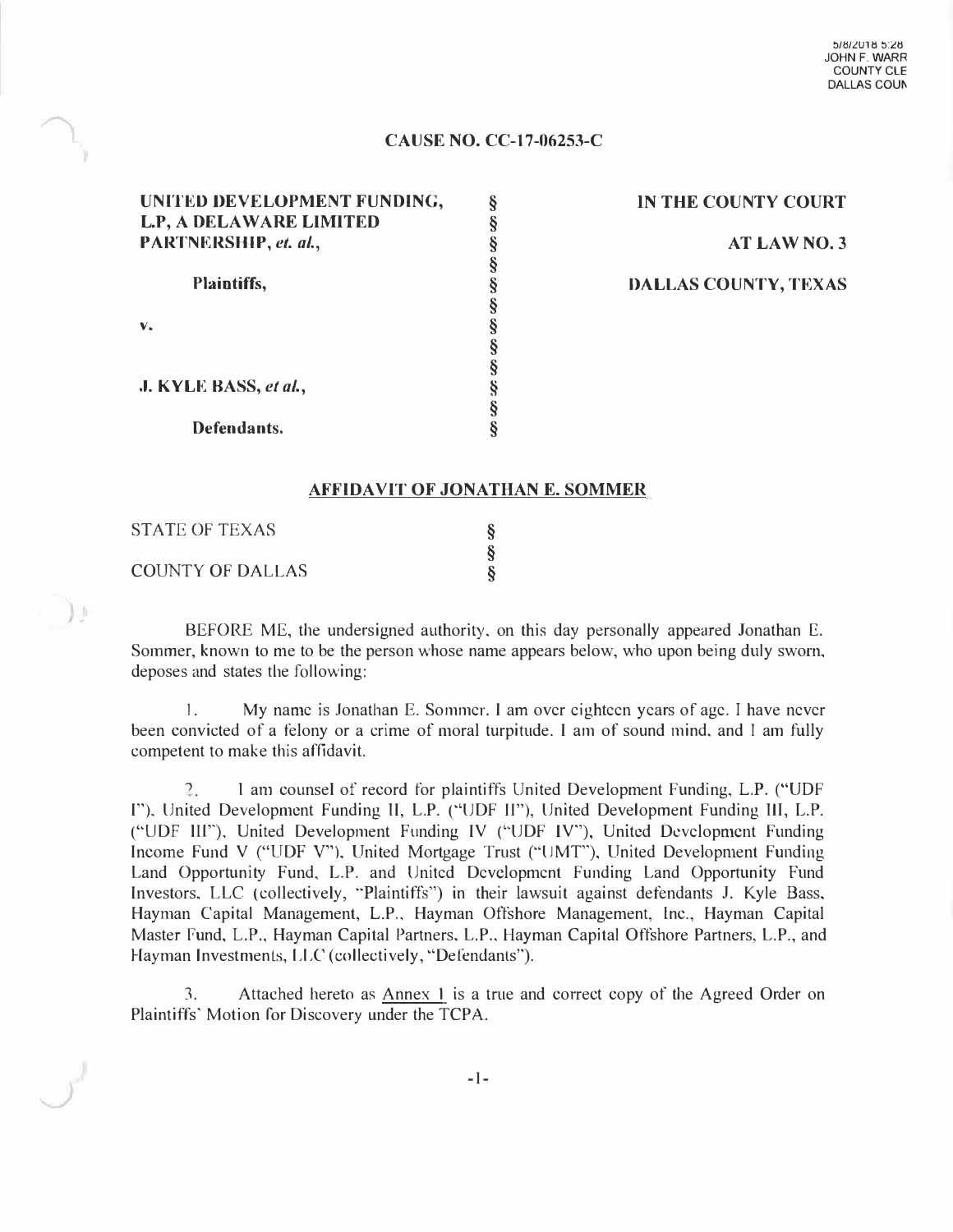5/8/2018 5:28
JOHN F. WARR
COUNTY CLE
DALLAS COUN

**CAUSE NO. CC-17-06253-C**

| | | |
|---|---|---|
| **UNITED DEVELOPMENT FUNDING, L.P, A DELAWARE LIMITED PARTNERSHIP,** *et. al.*, | § | **IN THE COUNTY COURT** |
| | § | |
| **Plaintiffs,** | § | **AT LAW NO. 3** |
| | § | |
| **v.** | § | **DALLAS COUNTY, TEXAS** |
| | § | |
| **J. KYLE BASS,** *et al.*, | § | |
| | § | |
| **Defendants.** | § | |

## AFFIDAVIT OF JONATHAN E. SOMMER

| | |
|---|---|
| STATE OF TEXAS | § |
| | § |
| COUNTY OF DALLAS | § |

BEFORE ME, the undersigned authority, on this day personally appeared Jonathan E. Sommer, known to me to be the person whose name appears below, who upon being duly sworn, deposes and states the following:

1. My name is Jonathan E. Sommer. I am over eighteen years of age. I have never been convicted of a felony or a crime of moral turpitude. I am of sound mind, and I am fully competent to make this affidavit.

2. I am counsel of record for plaintiffs United Development Funding, L.P. ("UDF I"), United Development Funding II, L.P. ("UDF II"), United Development Funding III, L.P. ("UDF III"), United Development Funding IV ("UDF IV"), United Development Funding Income Fund V ("UDF V"), United Mortgage Trust ("UMT"), United Development Funding Land Opportunity Fund, L.P. and United Development Funding Land Opportunity Fund Investors, LLC (collectively, "Plaintiffs") in their lawsuit against defendants J. Kyle Bass, Hayman Capital Management, L.P., Hayman Offshore Management, Inc., Hayman Capital Master Fund, L.P., Hayman Capital Partners, L.P., Hayman Capital Offshore Partners, L.P., and Hayman Investments, LLC (collectively, "Defendants").

3. Attached hereto as Annex 1 is a true and correct copy of the Agreed Order on Plaintiffs' Motion for Discovery under the TCPA.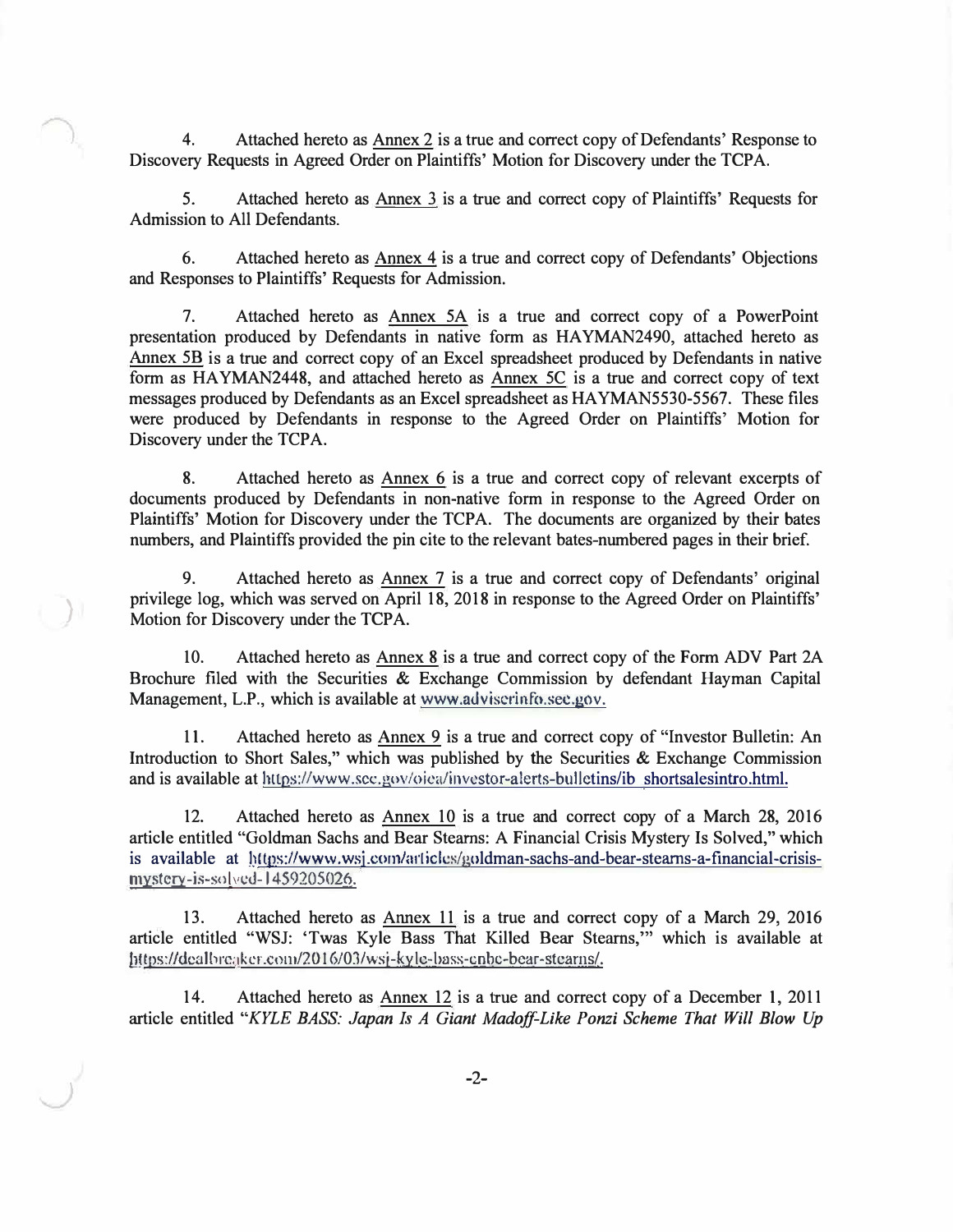4. Attached hereto as Annex 2 is a true and correct copy of Defendants' Response to Discovery Requests in Agreed Order on Plaintiffs' Motion for Discovery under the TCPA.

5. Attached hereto as Annex 3 is a true and correct copy of Plaintiffs' Requests for Admission to All Defendants.

6. Attached hereto as Annex 4 is a true and correct copy of Defendants' Objections and Responses to Plaintiffs' Requests for Admission.

7. Attached hereto as Annex 5A is a true and correct copy of a PowerPoint presentation produced by Defendants in native form as HAYMAN2490, attached hereto as Annex 5B is a true and correct copy of an Excel spreadsheet produced by Defendants in native form as HAYMAN2448, and attached hereto as Annex 5C is a true and correct copy of text messages produced by Defendants as an Excel spreadsheet as HAYMAN5530-5567. These files were produced by Defendants in response to the Agreed Order on Plaintiffs' Motion for Discovery under the TCPA.

8. Attached hereto as Annex 6 is a true and correct copy of relevant excerpts of documents produced by Defendants in non-native form in response to the Agreed Order on Plaintiffs' Motion for Discovery under the TCPA. The documents are organized by their bates numbers, and Plaintiffs provided the pin cite to the relevant bates-numbered pages in their brief.

9. Attached hereto as Annex 7 is a true and correct copy of Defendants' original privilege log, which was served on April 18, 2018 in response to the Agreed Order on Plaintiffs' Motion for Discovery under the TCPA.

10. Attached hereto as Annex 8 is a true and correct copy of the Form ADV Part 2A Brochure filed with the Securities & Exchange Commission by defendant Hayman Capital Management, L.P., which is available at www.adviserinfo.sec.gov.

11. Attached hereto as Annex 9 is a true and correct copy of "Investor Bulletin: An Introduction to Short Sales," which was published by the Securities & Exchange Commission and is available at https://www.sec.gov/oiea/investor-alerts-bulletins/ib_shortsalesintro.html.

12. Attached hereto as Annex 10 is a true and correct copy of a March 28, 2016 article entitled "Goldman Sachs and Bear Stearns: A Financial Crisis Mystery Is Solved," which is available at https://www.wsj.com/articles/goldman-sachs-and-bear-stearns-a-financial-crisis-mystery-is-solved-1459205026.

13. Attached hereto as Annex 11 is a true and correct copy of a March 29, 2016 article entitled "WSJ: 'Twas Kyle Bass That Killed Bear Stearns,'" which is available at https://dealbreaker.com/2016/03/wsj-kyle-bass-cnbc-bear-stearns/.

14. Attached hereto as Annex 12 is a true and correct copy of a December 1, 2011 article entitled "*KYLE BASS: Japan Is A Giant Madoff-Like Ponzi Scheme That Will Blow Up*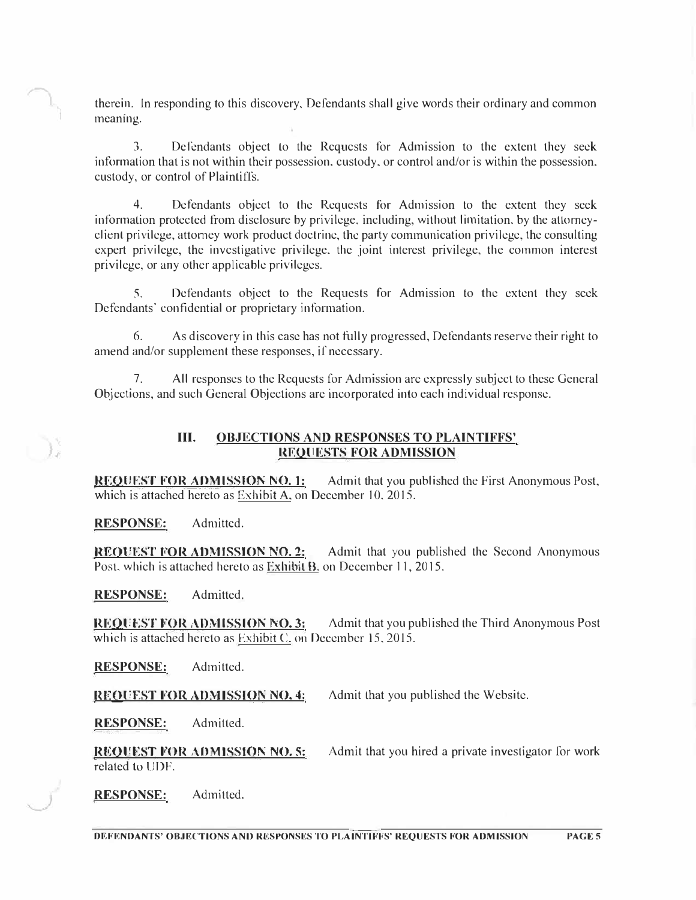therein. In responding to this discovery, Defendants shall give words their ordinary and common meaning.

3. Defendants object to the Requests for Admission to the extent they seek information that is not within their possession, custody, or control and/or is within the possession, custody, or control of Plaintiffs.

4. Defendants object to the Requests for Admission to the extent they seek information protected from disclosure by privilege, including, without limitation, by the attorney-client privilege, attorney work product doctrine, the party communication privilege, the consulting expert privilege, the investigative privilege, the joint interest privilege, the common interest privilege, or any other applicable privileges.

5. Defendants object to the Requests for Admission to the extent they seek Defendants' confidential or proprietary information.

6. As discovery in this case has not fully progressed, Defendants reserve their right to amend and/or supplement these responses, if necessary.

7. All responses to the Requests for Admission are expressly subject to these General Objections, and such General Objections are incorporated into each individual response.

## III. OBJECTIONS AND RESPONSES TO PLAINTIFFS' REQUESTS FOR ADMISSION

**REQUEST FOR ADMISSION NO. 1:** Admit that you published the First Anonymous Post, which is attached hereto as Exhibit A, on December 10, 2015.

**RESPONSE:** Admitted.

**REQUEST FOR ADMISSION NO. 2:** Admit that you published the Second Anonymous Post, which is attached hereto as Exhibit B, on December 11, 2015.

**RESPONSE:** Admitted.

**REQUEST FOR ADMISSION NO. 3:** Admit that you published the Third Anonymous Post which is attached hereto as Exhibit C, on December 15, 2015.

**RESPONSE:** Admitted.

**REQUEST FOR ADMISSION NO. 4:** Admit that you published the Website.

**RESPONSE:** Admitted.

**REQUEST FOR ADMISSION NO. 5:** Admit that you hired a private investigator for work related to UDF.

**RESPONSE:** Admitted.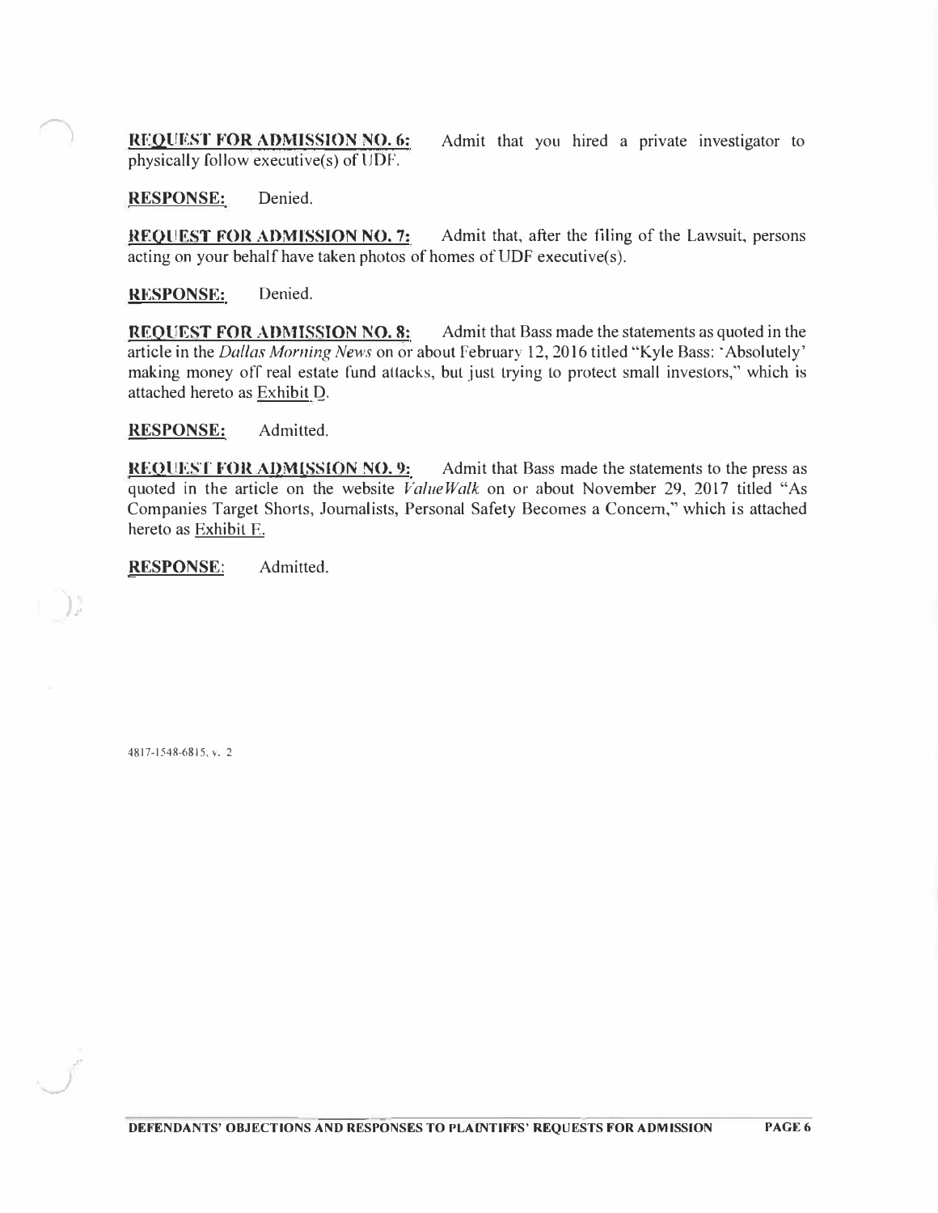**REQUEST FOR ADMISSION NO. 6:** Admit that you hired a private investigator to physically follow executive(s) of UDF.

**RESPONSE:** Denied.

**REQUEST FOR ADMISSION NO. 7:** Admit that, after the filing of the Lawsuit, persons acting on your behalf have taken photos of homes of UDF executive(s).

**RESPONSE:** Denied.

**REQUEST FOR ADMISSION NO. 8:** Admit that Bass made the statements as quoted in the article in the *Dallas Morning News* on or about February 12, 2016 titled "Kyle Bass: 'Absolutely' making money off real estate fund attacks, but just trying to protect small investors," which is attached hereto as Exhibit D.

**RESPONSE:** Admitted.

**REQUEST FOR ADMISSION NO. 9:** Admit that Bass made the statements to the press as quoted in the article on the website *ValueWalk* on or about November 29, 2017 titled "As Companies Target Shorts, Journalists, Personal Safety Becomes a Concern," which is attached hereto as Exhibit E.

**RESPONSE:** Admitted.

4817-1548-6815, v. 2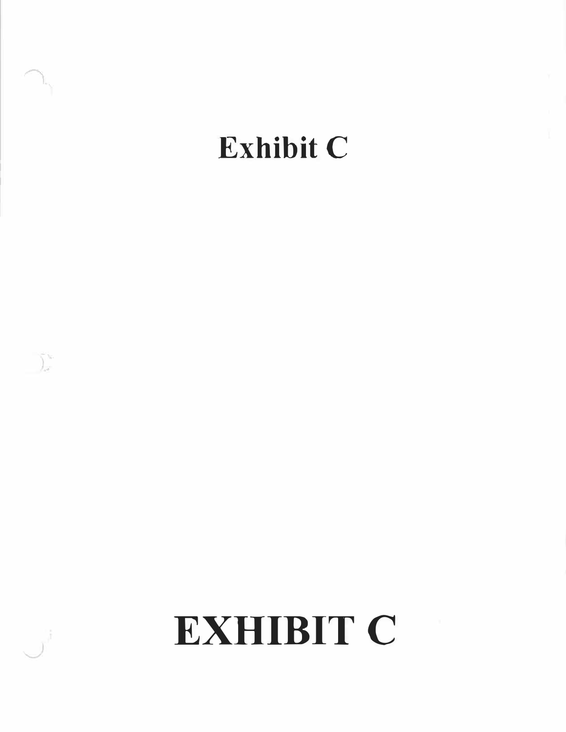# Exhibit C

# EXHIBIT C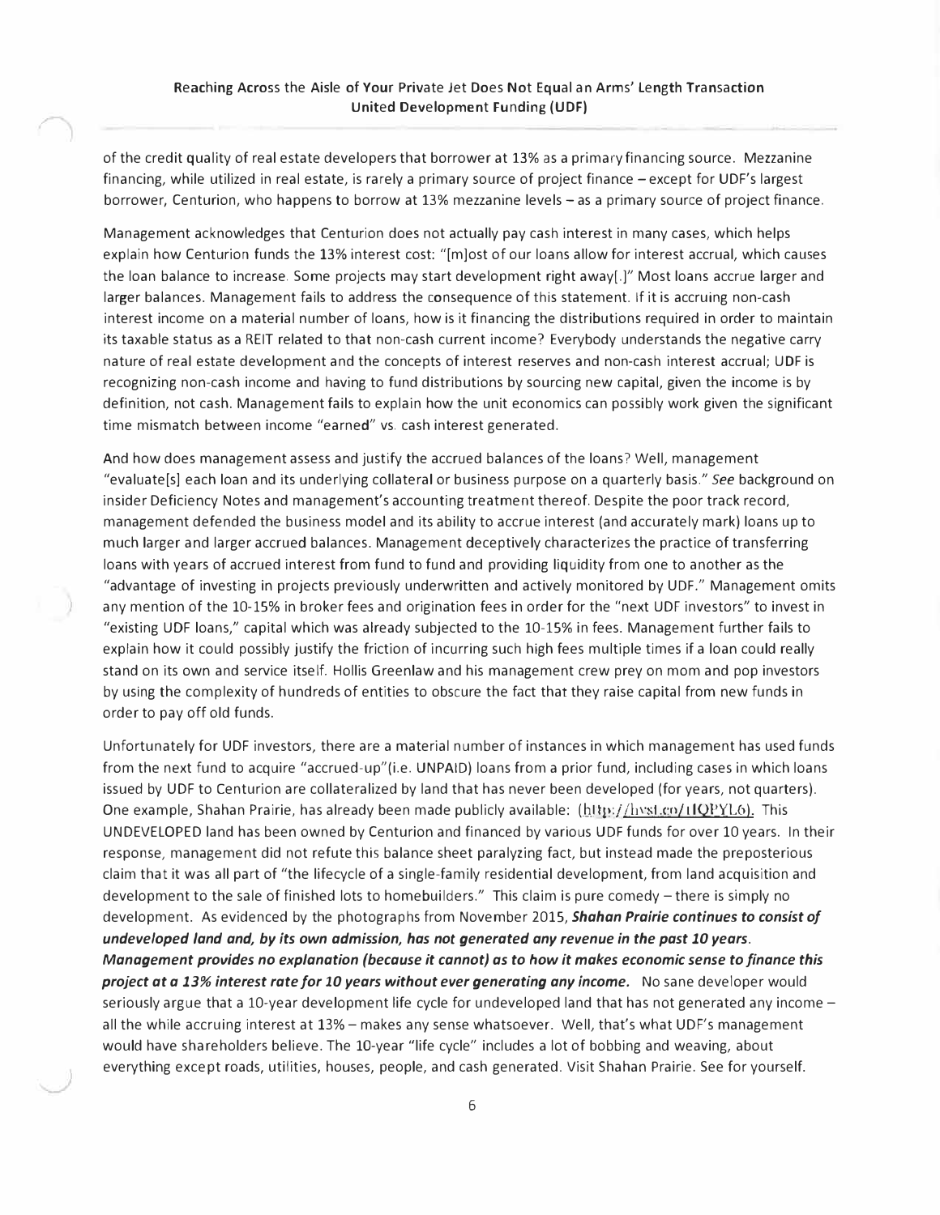of the credit quality of real estate developers that borrower at 13% as a primary financing source. Mezzanine financing, while utilized in real estate, is rarely a primary source of project finance – except for UDF's largest borrower, Centurion, who happens to borrow at 13% mezzanine levels – as a primary source of project finance.

Management acknowledges that Centurion does not actually pay cash interest in many cases, which helps explain how Centurion funds the 13% interest cost: "[m]ost of our loans allow for interest accrual, which causes the loan balance to increase. Some projects may start development right away[.]" Most loans accrue larger and larger balances. Management fails to address the consequence of this statement. If it is accruing non-cash interest income on a material number of loans, how is it financing the distributions required in order to maintain its taxable status as a REIT related to that non-cash current income? Everybody understands the negative carry nature of real estate development and the concepts of interest reserves and non-cash interest accrual; UDF is recognizing non-cash income and having to fund distributions by sourcing new capital, given the income is by definition, not cash. Management fails to explain how the unit economics can possibly work given the significant time mismatch between income "earned" vs. cash interest generated.

And how does management assess and justify the accrued balances of the loans? Well, management "evaluate[s] each loan and its underlying collateral or business purpose on a quarterly basis." *See* background on insider Deficiency Notes and management's accounting treatment thereof. Despite the poor track record, management defended the business model and its ability to accrue interest (and accurately mark) loans up to much larger and larger accrued balances. Management deceptively characterizes the practice of transferring loans with years of accrued interest from fund to fund and providing liquidity from one to another as the "advantage of investing in projects previously underwritten and actively monitored by UDF." Management omits any mention of the 10-15% in broker fees and origination fees in order for the "next UDF investors" to invest in "existing UDF loans," capital which was already subjected to the 10-15% in fees. Management further fails to explain how it could possibly justify the friction of incurring such high fees multiple times if a loan could really stand on its own and service itself. Hollis Greenlaw and his management crew prey on mom and pop investors by using the complexity of hundreds of entities to obscure the fact that they raise capital from new funds in order to pay off old funds.

Unfortunately for UDF investors, there are a material number of instances in which management has used funds from the next fund to acquire "accrued-up"(i.e. UNPAID) loans from a prior fund, including cases in which loans issued by UDF to Centurion are collateralized by land that has never been developed (for years, not quarters). One example, Shahan Prairie, has already been made publicly available: (http://invst.co/1IQPYL6). This UNDEVELOPED land has been owned by Centurion and financed by various UDF funds for over 10 years. In their response, management did not refute this balance sheet paralyzing fact, but instead made the preposterous claim that it was all part of "the lifecycle of a single-family residential development, from land acquisition and development to the sale of finished lots to homebuilders." This claim is pure comedy – there is simply no development. As evidenced by the photographs from November 2015, ***Shahan Prairie continues to consist of undeveloped land and, by its own admission, has not generated any revenue in the past 10 years. Management provides no explanation (because it cannot) as to how it makes economic sense to finance this project at a 13% interest rate for 10 years without ever generating any income.*** No sane developer would seriously argue that a 10-year development life cycle for undeveloped land that has not generated any income – all the while accruing interest at 13% – makes any sense whatsoever. Well, that's what UDF's management would have shareholders believe. The 10-year "life cycle" includes a lot of bobbing and weaving, about everything except roads, utilities, houses, people, and cash generated. Visit Shahan Prairie. See for yourself.